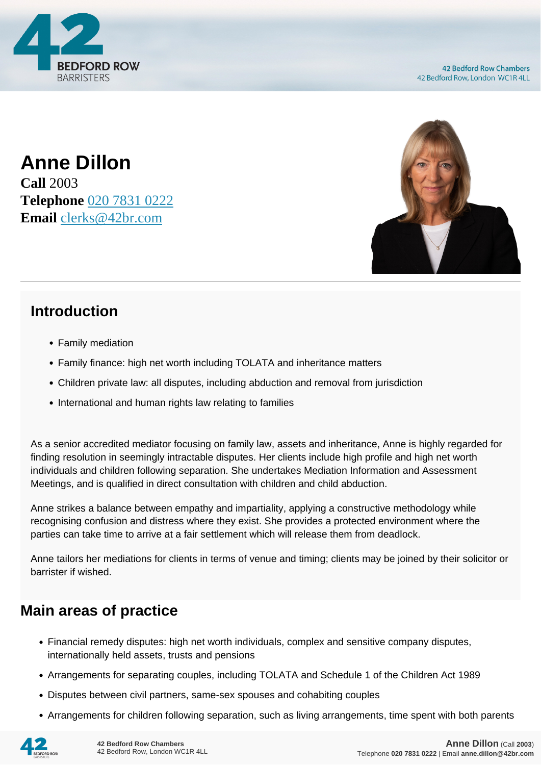# Anne Dillon

**Call** 2003
**Telephone** 020 7831 0222
**Email** clerks@42br.com

## Introduction

- Family mediation
- Family finance: high net worth including TOLATA and inheritance matters
- Children private law: all disputes, including abduction and removal from jurisdiction
- International and human rights law relating to families

As a senior accredited mediator focusing on family law, assets and inheritance, Anne is highly regarded for finding resolution in seemingly intractable disputes. Her clients include high profile and high net worth individuals and children following separation. She undertakes Mediation Information and Assessment Meetings, and is qualified in direct consultation with children and child abduction.

Anne strikes a balance between empathy and impartiality, applying a constructive methodology while recognising confusion and distress where they exist. She provides a protected environment where the parties can take time to arrive at a fair settlement which will release them from deadlock.

Anne tailors her mediations for clients in terms of venue and timing; clients may be joined by their solicitor or barrister if wished.

## Main areas of practice

- Financial remedy disputes: high net worth individuals, complex and sensitive company disputes, internationally held assets, trusts and pensions
- Arrangements for separating couples, including TOLATA and Schedule 1 of the Children Act 1989
- Disputes between civil partners, same-sex spouses and cohabiting couples
- Arrangements for children following separation, such as living arrangements, time spent with both parents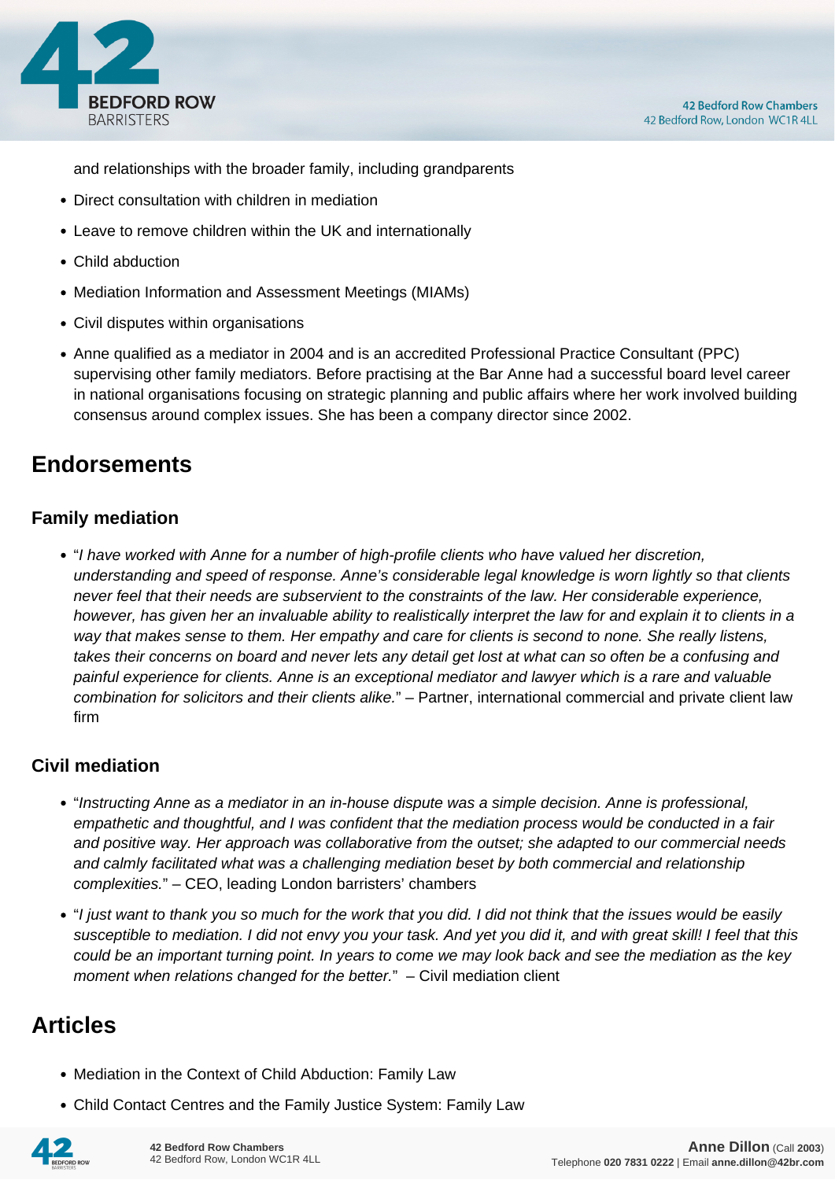and relationships with the broader family, including grandparents

- Direct consultation with children in mediation
- Leave to remove children within the UK and internationally
- Child abduction
- Mediation Information and Assessment Meetings (MIAMs)
- Civil disputes within organisations
- Anne qualified as a mediator in 2004 and is an accredited Professional Practice Consultant (PPC) supervising other family mediators. Before practising at the Bar Anne had a successful board level career in national organisations focusing on strategic planning and public affairs where her work involved building consensus around complex issues. She has been a company director since 2002.

## Endorsements

### Family mediation

- "*I have worked with Anne for a number of high-profile clients who have valued her discretion, understanding and speed of response. Anne's considerable legal knowledge is worn lightly so that clients never feel that their needs are subservient to the constraints of the law. Her considerable experience, however, has given her an invaluable ability to realistically interpret the law for and explain it to clients in a way that makes sense to them. Her empathy and care for clients is second to none. She really listens, takes their concerns on board and never lets any detail get lost at what can so often be a confusing and painful experience for clients. Anne is an exceptional mediator and lawyer which is a rare and valuable combination for solicitors and their clients alike.*" – Partner, international commercial and private client law firm

### Civil mediation

- "*Instructing Anne as a mediator in an in-house dispute was a simple decision. Anne is professional, empathetic and thoughtful, and I was confident that the mediation process would be conducted in a fair and positive way. Her approach was collaborative from the outset; she adapted to our commercial needs and calmly facilitated what was a challenging mediation beset by both commercial and relationship complexities.*" – CEO, leading London barristers' chambers
- "*I just want to thank you so much for the work that you did. I did not think that the issues would be easily susceptible to mediation. I did not envy you your task. And yet you did it, and with great skill! I feel that this could be an important turning point. In years to come we may look back and see the mediation as the key moment when relations changed for the better.*" – Civil mediation client

## Articles

- Mediation in the Context of Child Abduction: Family Law
- Child Contact Centres and the Family Justice System: Family Law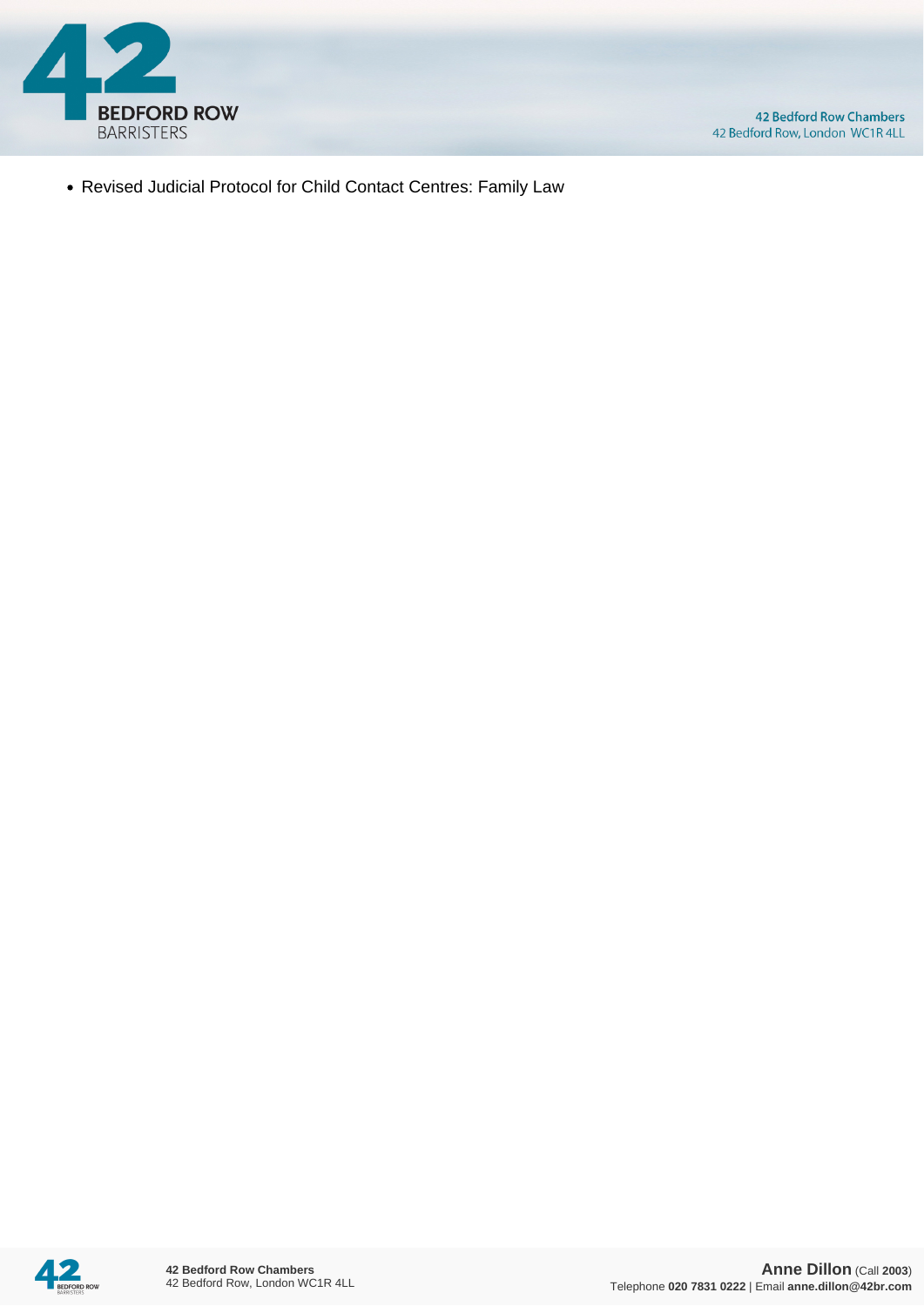- Revised Judicial Protocol for Child Contact Centres: Family Law